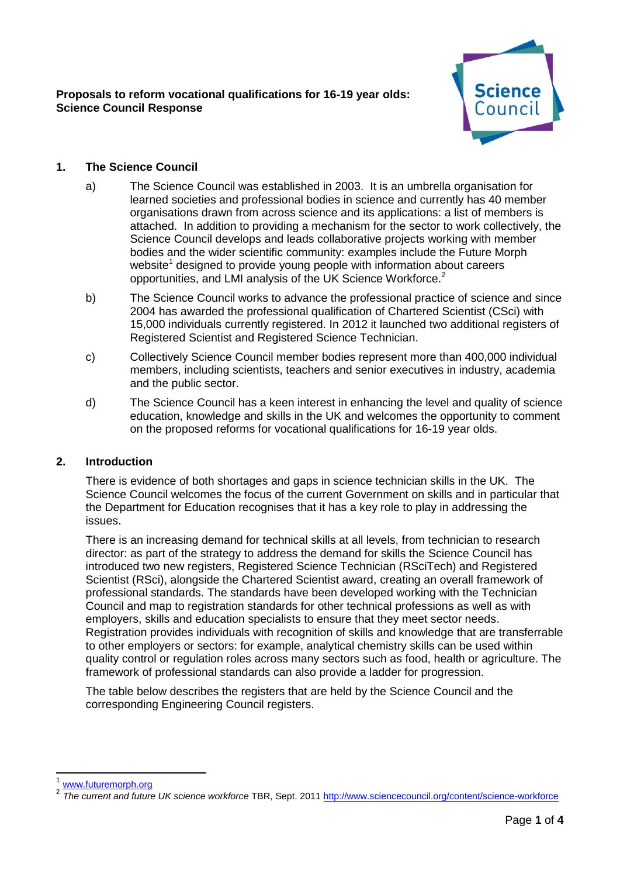**Proposals to reform vocational qualifications for 16-19 year olds: Science Council Response**

## 1. The Science Council

a) The Science Council was established in 2003. It is an umbrella organisation for learned societies and professional bodies in science and currently has 40 member organisations drawn from across science and its applications: a list of members is attached. In addition to providing a mechanism for the sector to work collectively, the Science Council develops and leads collaborative projects working with member bodies and the wider scientific community: examples include the Future Morph website[1] designed to provide young people with information about careers opportunities, and LMI analysis of the UK Science Workforce.[2]

b) The Science Council works to advance the professional practice of science and since 2004 has awarded the professional qualification of Chartered Scientist (CSci) with 15,000 individuals currently registered. In 2012 it launched two additional registers of Registered Scientist and Registered Science Technician.

c) Collectively Science Council member bodies represent more than 400,000 individual members, including scientists, teachers and senior executives in industry, academia and the public sector.

d) The Science Council has a keen interest in enhancing the level and quality of science education, knowledge and skills in the UK and welcomes the opportunity to comment on the proposed reforms for vocational qualifications for 16-19 year olds.

## 2. Introduction

There is evidence of both shortages and gaps in science technician skills in the UK. The Science Council welcomes the focus of the current Government on skills and in particular that the Department for Education recognises that it has a key role to play in addressing the issues.

There is an increasing demand for technical skills at all levels, from technician to research director: as part of the strategy to address the demand for skills the Science Council has introduced two new registers, Registered Science Technician (RSciTech) and Registered Scientist (RSci), alongside the Chartered Scientist award, creating an overall framework of professional standards. The standards have been developed working with the Technician Council and map to registration standards for other technical professions as well as with employers, skills and education specialists to ensure that they meet sector needs. Registration provides individuals with recognition of skills and knowledge that are transferrable to other employers or sectors: for example, analytical chemistry skills can be used within quality control or regulation roles across many sectors such as food, health or agriculture. The framework of professional standards can also provide a ladder for progression.

The table below describes the registers that are held by the Science Council and the corresponding Engineering Council registers.

---

[1] www.futuremorph.org

[2] *The current and future UK science workforce* TBR, Sept. 2011 http://www.sciencecouncil.org/content/science-workforce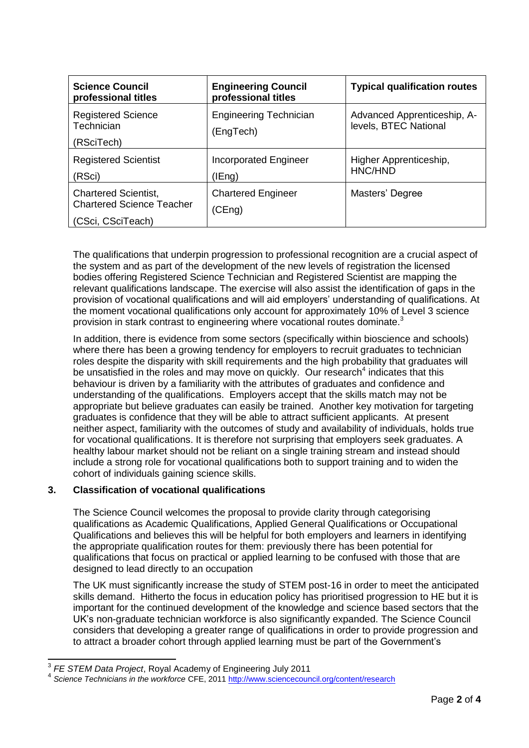| Science Council professional titles | Engineering Council professional titles | Typical qualification routes |
|---|---|---|
| Registered Science Technician (RSciTech) | Engineering Technician (EngTech) | Advanced Apprenticeship, A-levels, BTEC National |
| Registered Scientist (RSci) | Incorporated Engineer (IEng) | Higher Apprenticeship, HNC/HND |
| Chartered Scientist, Chartered Science Teacher (CSci, CSciTeach) | Chartered Engineer (CEng) | Masters' Degree |

The qualifications that underpin progression to professional recognition are a crucial aspect of the system and as part of the development of the new levels of registration the licensed bodies offering Registered Science Technician and Registered Scientist are mapping the relevant qualifications landscape. The exercise will also assist the identification of gaps in the provision of vocational qualifications and will aid employers' understanding of qualifications. At the moment vocational qualifications only account for approximately 10% of Level 3 science provision in stark contrast to engineering where vocational routes dominate.[3]

In addition, there is evidence from some sectors (specifically within bioscience and schools) where there has been a growing tendency for employers to recruit graduates to technician roles despite the disparity with skill requirements and the high probability that graduates will be unsatisfied in the roles and may move on quickly. Our research[4] indicates that this behaviour is driven by a familiarity with the attributes of graduates and confidence and understanding of the qualifications. Employers accept that the skills match may not be appropriate but believe graduates can easily be trained. Another key motivation for targeting graduates is confidence that they will be able to attract sufficient applicants. At present neither aspect, familiarity with the outcomes of study and availability of individuals, holds true for vocational qualifications. It is therefore not surprising that employers seek graduates. A healthy labour market should not be reliant on a single training stream and instead should include a strong role for vocational qualifications both to support training and to widen the cohort of individuals gaining science skills.

## 3. Classification of vocational qualifications

The Science Council welcomes the proposal to provide clarity through categorising qualifications as Academic Qualifications, Applied General Qualifications or Occupational Qualifications and believes this will be helpful for both employers and learners in identifying the appropriate qualification routes for them: previously there has been potential for qualifications that focus on practical or applied learning to be confused with those that are designed to lead directly to an occupation

The UK must significantly increase the study of STEM post-16 in order to meet the anticipated skills demand. Hitherto the focus in education policy has prioritised progression to HE but it is important for the continued development of the knowledge and science based sectors that the UK's non-graduate technician workforce is also significantly expanded. The Science Council considers that developing a greater range of qualifications in order to provide progression and to attract a broader cohort through applied learning must be part of the Government's

[3] *FE STEM Data Project*, Royal Academy of Engineering July 2011

[4] *Science Technicians in the workforce* CFE, 2011 http://www.sciencecouncil.org/content/research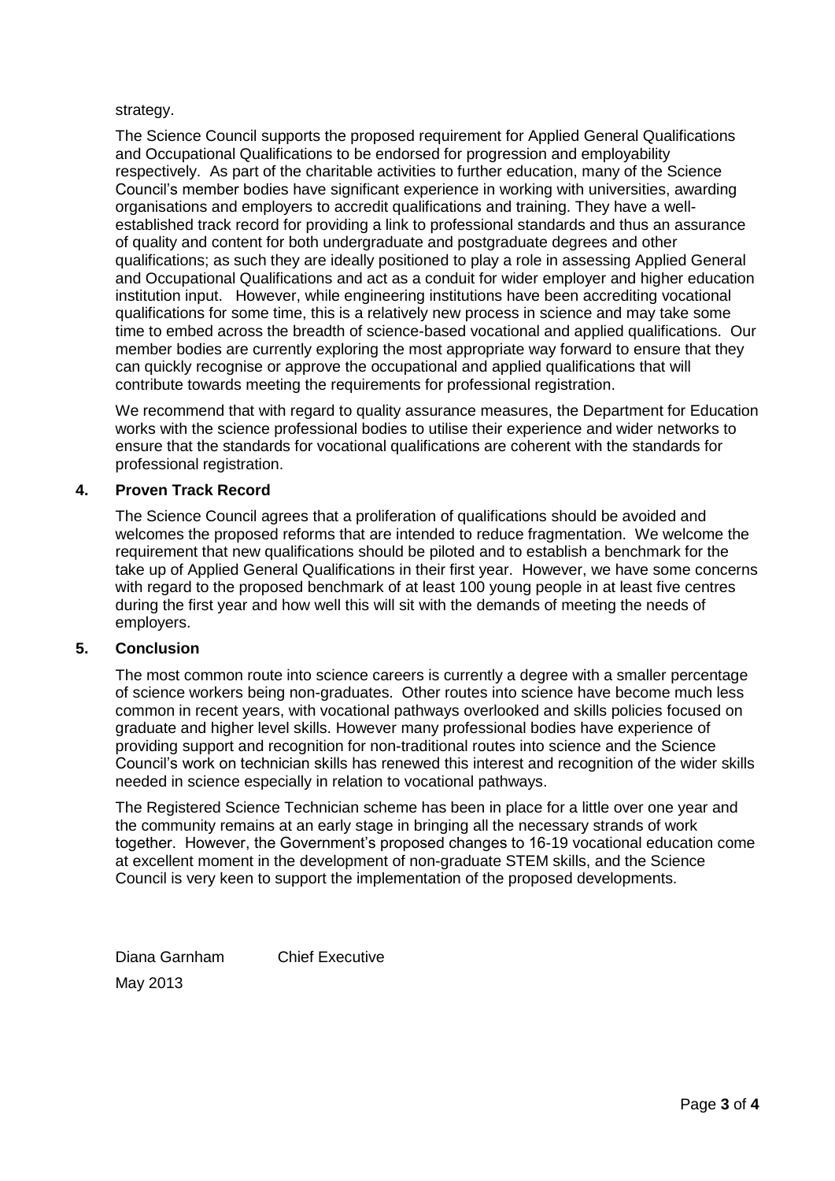strategy.

The Science Council supports the proposed requirement for Applied General Qualifications and Occupational Qualifications to be endorsed for progression and employability respectively. As part of the charitable activities to further education, many of the Science Council's member bodies have significant experience in working with universities, awarding organisations and employers to accredit qualifications and training. They have a well-established track record for providing a link to professional standards and thus an assurance of quality and content for both undergraduate and postgraduate degrees and other qualifications; as such they are ideally positioned to play a role in assessing Applied General and Occupational Qualifications and act as a conduit for wider employer and higher education institution input. However, while engineering institutions have been accrediting vocational qualifications for some time, this is a relatively new process in science and may take some time to embed across the breadth of science-based vocational and applied qualifications. Our member bodies are currently exploring the most appropriate way forward to ensure that they can quickly recognise or approve the occupational and applied qualifications that will contribute towards meeting the requirements for professional registration.

We recommend that with regard to quality assurance measures, the Department for Education works with the science professional bodies to utilise their experience and wider networks to ensure that the standards for vocational qualifications are coherent with the standards for professional registration.

## 4. Proven Track Record

The Science Council agrees that a proliferation of qualifications should be avoided and welcomes the proposed reforms that are intended to reduce fragmentation. We welcome the requirement that new qualifications should be piloted and to establish a benchmark for the take up of Applied General Qualifications in their first year. However, we have some concerns with regard to the proposed benchmark of at least 100 young people in at least five centres during the first year and how well this will sit with the demands of meeting the needs of employers.

## 5. Conclusion

The most common route into science careers is currently a degree with a smaller percentage of science workers being non-graduates. Other routes into science have become much less common in recent years, with vocational pathways overlooked and skills policies focused on graduate and higher level skills. However many professional bodies have experience of providing support and recognition for non-traditional routes into science and the Science Council's work on technician skills has renewed this interest and recognition of the wider skills needed in science especially in relation to vocational pathways.

The Registered Science Technician scheme has been in place for a little over one year and the community remains at an early stage in bringing all the necessary strands of work together. However, the Government's proposed changes to 16-19 vocational education come at excellent moment in the development of non-graduate STEM skills, and the Science Council is very keen to support the implementation of the proposed developments.

Diana Garnham Chief Executive

May 2013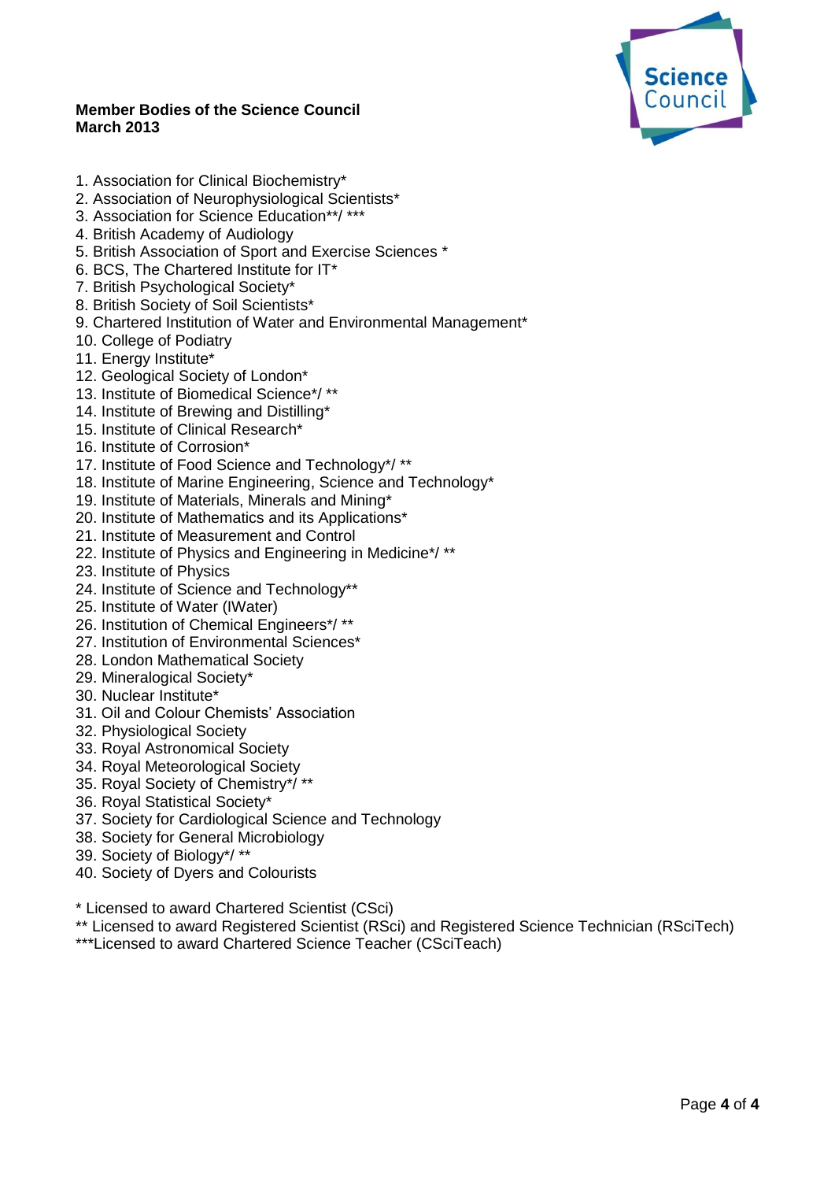**Member Bodies of the Science Council**
**March 2013**

1. Association for Clinical Biochemistry*
2. Association of Neurophysiological Scientists*
3. Association for Science Education**/ ***
4. British Academy of Audiology
5. British Association of Sport and Exercise Sciences *
6. BCS, The Chartered Institute for IT*
7. British Psychological Society*
8. British Society of Soil Scientists*
9. Chartered Institution of Water and Environmental Management*
10. College of Podiatry
11. Energy Institute*
12. Geological Society of London*
13. Institute of Biomedical Science*/ **
14. Institute of Brewing and Distilling*
15. Institute of Clinical Research*
16. Institute of Corrosion*
17. Institute of Food Science and Technology*/ **
18. Institute of Marine Engineering, Science and Technology*
19. Institute of Materials, Minerals and Mining*
20. Institute of Mathematics and its Applications*
21. Institute of Measurement and Control
22. Institute of Physics and Engineering in Medicine*/ **
23. Institute of Physics
24. Institute of Science and Technology**
25. Institute of Water (IWater)
26. Institution of Chemical Engineers*/ **
27. Institution of Environmental Sciences*
28. London Mathematical Society
29. Mineralogical Society*
30. Nuclear Institute*
31. Oil and Colour Chemists' Association
32. Physiological Society
33. Royal Astronomical Society
34. Royal Meteorological Society
35. Royal Society of Chemistry*/ **
36. Royal Statistical Society*
37. Society for Cardiological Science and Technology
38. Society for General Microbiology
39. Society of Biology*/ **
40. Society of Dyers and Colourists

\* Licensed to award Chartered Scientist (CSci)

** Licensed to award Registered Scientist (RSci) and Registered Science Technician (RSciTech)

***Licensed to award Chartered Science Teacher (CSciTeach)